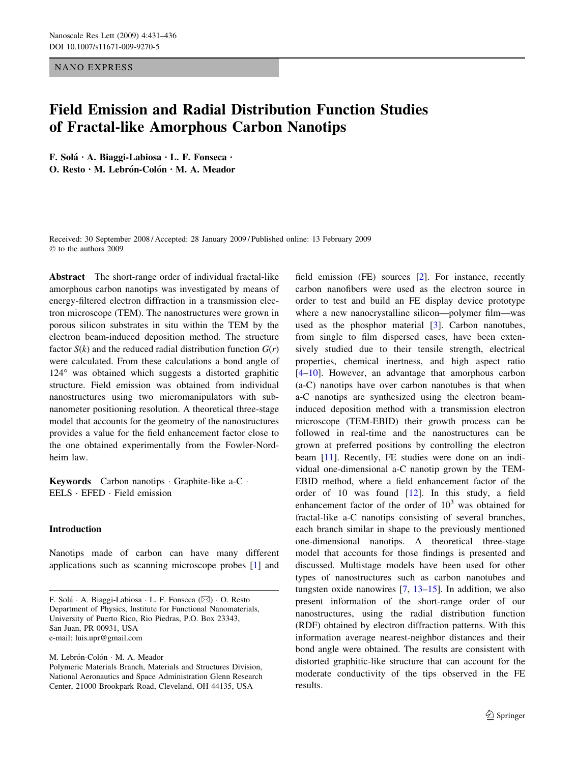NANO EXPRESS

# Field Emission and Radial Distribution Function Studies of Fractal-like Amorphous Carbon Nanotips

**F. Solá · A. Biaggi-Labiosa · L. F. Fonseca · O. Resto · M. Lebrón-Colón · M. A. Meador**

Received: 30 September 2008 / Accepted: 28 January 2009 / Published online: 13 February 2009
© to the authors 2009

**Abstract** The short-range order of individual fractal-like amorphous carbon nanotips was investigated by means of energy-filtered electron diffraction in a transmission electron microscope (TEM). The nanostructures were grown in porous silicon substrates in situ within the TEM by the electron beam-induced deposition method. The structure factor $S(k)$ and the reduced radial distribution function $G(r)$ were calculated. From these calculations a bond angle of 124° was obtained which suggests a distorted graphitic structure. Field emission was obtained from individual nanostructures using two micromanipulators with sub-nanometer positioning resolution. A theoretical three-stage model that accounts for the geometry of the nanostructures provides a value for the field enhancement factor close to the one obtained experimentally from the Fowler-Nordheim law.

**Keywords** Carbon nanotips · Graphite-like a-C · EELS · EFED · Field emission

## Introduction

Nanotips made of carbon can have many different applications such as scanning microscope probes [1] and field emission (FE) sources [2]. For instance, recently carbon nanofibers were used as the electron source in order to test and build an FE display device prototype where a new nanocrystalline silicon—polymer film—was used as the phosphor material [3]. Carbon nanotubes, from single to film dispersed cases, have been extensively studied due to their tensile strength, electrical properties, chemical inertness, and high aspect ratio [4–10]. However, an advantage that amorphous carbon (a-C) nanotips have over carbon nanotubes is that when a-C nanotips are synthesized using the electron beam-induced deposition method with a transmission electron microscope (TEM-EBID) their growth process can be followed in real-time and the nanostructures can be grown at preferred positions by controlling the electron beam [11]. Recently, FE studies were done on an individual one-dimensional a-C nanotip grown by the TEM-EBID method, where a field enhancement factor of the order of 10 was found [12]. In this study, a field enhancement factor of the order of $10^3$ was obtained for fractal-like a-C nanotips consisting of several branches, each branch similar in shape to the previously mentioned one-dimensional nanotips. A theoretical three-stage model that accounts for those findings is presented and discussed. Multistage models have been used for other types of nanostructures such as carbon nanotubes and tungsten oxide nanowires [7, 13–15]. In addition, we also present information of the short-range order of our nanostructures, using the radial distribution function (RDF) obtained by electron diffraction patterns. With this information average nearest-neighbor distances and their bond angle were obtained. The results are consistent with distorted graphitic-like structure that can account for the moderate conductivity of the tips observed in the FE results.

F. Solá · A. Biaggi-Labiosa · L. F. Fonseca (✉) · O. Resto
Department of Physics, Institute for Functional Nanomaterials, University of Puerto Rico, Rio Piedras, P.O. Box 23343, San Juan, PR 00931, USA
e-mail: luis.upr@gmail.com

M. Lebrón-Colón · M. A. Meador
Polymeric Materials Branch, Materials and Structures Division, National Aeronautics and Space Administration Glenn Research Center, 21000 Brookpark Road, Cleveland, OH 44135, USA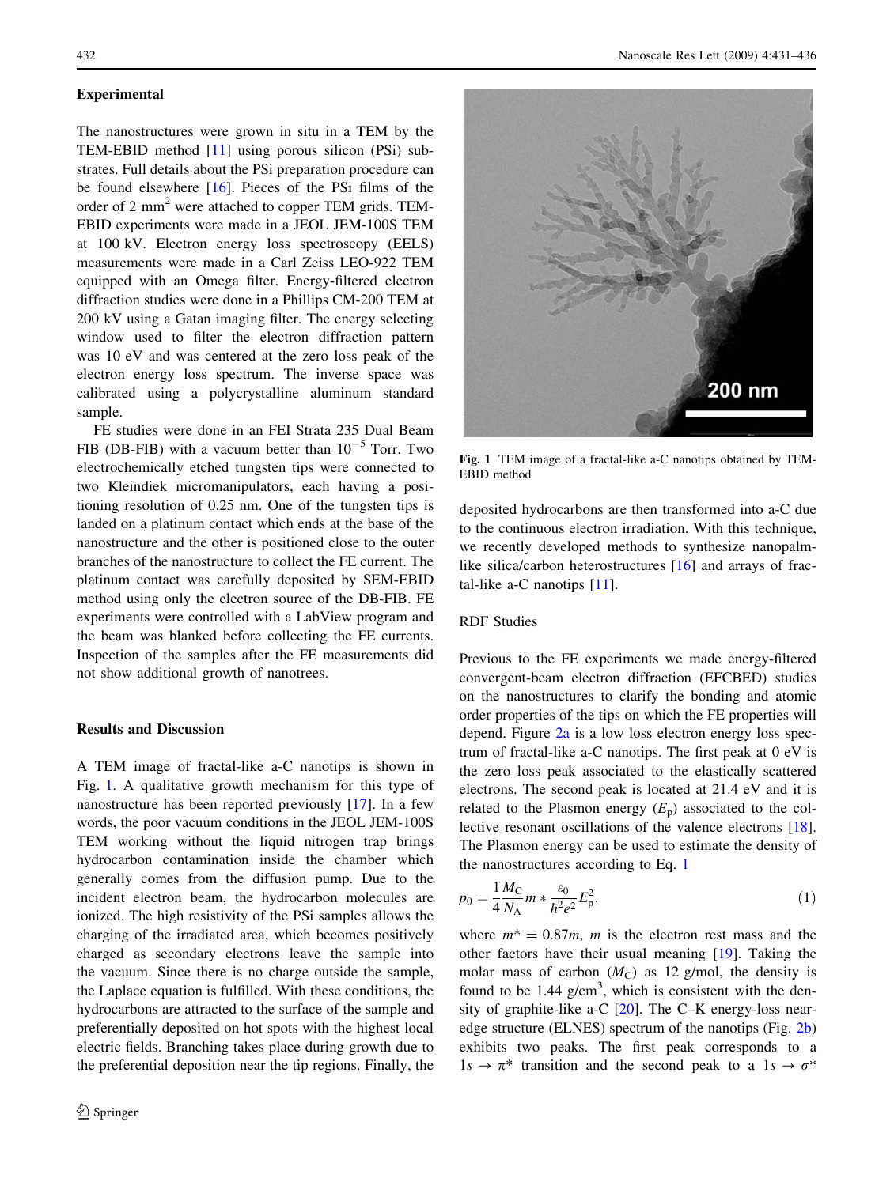## Experimental

The nanostructures were grown in situ in a TEM by the TEM-EBID method [11] using porous silicon (PSi) substrates. Full details about the PSi preparation procedure can be found elsewhere [16]. Pieces of the PSi films of the order of 2 $mm^2$ were attached to copper TEM grids. TEM-EBID experiments were made in a JEOL JEM-100S TEM at 100 kV. Electron energy loss spectroscopy (EELS) measurements were made in a Carl Zeiss LEO-922 TEM equipped with an Omega filter. Energy-filtered electron diffraction studies were done in a Phillips CM-200 TEM at 200 kV using a Gatan imaging filter. The energy selecting window used to filter the electron diffraction pattern was 10 eV and was centered at the zero loss peak of the electron energy loss spectrum. The inverse space was calibrated using a polycrystalline aluminum standard sample.

FE studies were done in an FEI Strata 235 Dual Beam FIB (DB-FIB) with a vacuum better than $10^{-5}$ Torr. Two electrochemically etched tungsten tips were connected to two Kleindiek micromanipulators, each having a positioning resolution of 0.25 nm. One of the tungsten tips is landed on a platinum contact which ends at the base of the nanostructure and the other is positioned close to the outer branches of the nanostructure to collect the FE current. The platinum contact was carefully deposited by SEM-EBID method using only the electron source of the DB-FIB. FE experiments were controlled with a LabView program and the beam was blanked before collecting the FE currents. Inspection of the samples after the FE measurements did not show additional growth of nanotrees.

## Results and Discussion

A TEM image of fractal-like a-C nanotips is shown in Fig. 1. A qualitative growth mechanism for this type of nanostructure has been reported previously [17]. In a few words, the poor vacuum conditions in the JEOL JEM-100S TEM working without the liquid nitrogen trap brings hydrocarbon contamination inside the chamber which generally comes from the diffusion pump. Due to the incident electron beam, the hydrocarbon molecules are ionized. The high resistivity of the PSi samples allows the charging of the irradiated area, which becomes positively charged as secondary electrons leave the sample into the vacuum. Since there is no charge outside the sample, the Laplace equation is fulfilled. With these conditions, the hydrocarbons are attracted to the surface of the sample and preferentially deposited on hot spots with the highest local electric fields. Branching takes place during growth due to the preferential deposition near the tip regions. Finally, the deposited hydrocarbons are then transformed into a-C due to the continuous electron irradiation. With this technique, we recently developed methods to synthesize nanopalm-like silica/carbon heterostructures [16] and arrays of fractal-like a-C nanotips [11].

**Fig. 1** TEM image of a fractal-like a-C nanotips obtained by TEM-EBID method

### RDF Studies

Previous to the FE experiments we made energy-filtered convergent-beam electron diffraction (EFCBED) studies on the nanostructures to clarify the bonding and atomic order properties of the tips on which the FE properties will depend. Figure 2a is a low loss electron energy loss spectrum of fractal-like a-C nanotips. The first peak at 0 eV is the zero loss peak associated to the elastically scattered electrons. The second peak is located at 21.4 eV and it is related to the Plasmon energy ($E_p$) associated to the collective resonant oscillations of the valence electrons [18]. The Plasmon energy can be used to estimate the density of the nanostructures according to Eq. 1

$$p_0 = \frac{1}{4}\frac{M_C}{N_A} m * \frac{\varepsilon_0}{\hbar^2 e^2} E_p^2, \tag{1}$$

where $m^* = 0.87m$, $m$ is the electron rest mass and the other factors have their usual meaning [19]. Taking the molar mass of carbon ($M_C$) as 12 g/mol, the density is found to be 1.44 g/$cm^3$, which is consistent with the density of graphite-like a-C [20]. The C–K energy-loss near-edge structure (ELNES) spectrum of the nanotips (Fig. 2b) exhibits two peaks. The first peak corresponds to a $1s \rightarrow \pi^*$ transition and the second peak to a $1s \rightarrow \sigma^*$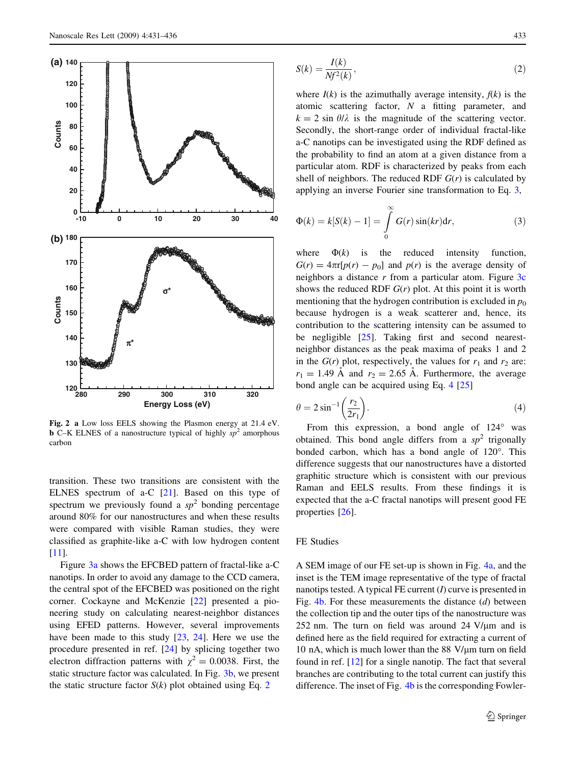Fig. 2 **a** Low loss EELS showing the Plasmon energy at 21.4 eV. **b** C–K ELNES of a nanostructure typical of highly $sp^2$ amorphous carbon

transition. These two transitions are consistent with the ELNES spectrum of a-C [21]. Based on this type of spectrum we previously found a $sp^2$ bonding percentage around 80% for our nanostructures and when these results were compared with visible Raman studies, they were classified as graphite-like a-C with low hydrogen content [11].

Figure 3a shows the EFCBED pattern of fractal-like a-C nanotips. In order to avoid any damage to the CCD camera, the central spot of the EFCBED was positioned on the right corner. Cockayne and McKenzie [22] presented a pioneering study on calculating nearest-neighbor distances using EFED patterns. However, several improvements have been made to this study [23, 24]. Here we use the procedure presented in ref. [24] by splicing together two electron diffraction patterns with $\chi^2 = 0.0038$. First, the static structure factor was calculated. In Fig. 3b, we present the static structure factor $S(k)$ plot obtained using Eq. 2

$$S(k) = \frac{I(k)}{Nf^2(k)}, \tag{2}$$

where $I(k)$ is the azimuthally average intensity, $f(k)$ is the atomic scattering factor, $N$ a fitting parameter, and $k = 2\sin\theta/\lambda$ is the magnitude of the scattering vector. Secondly, the short-range order of individual fractal-like a-C nanotips can be investigated using the RDF defined as the probability to find an atom at a given distance from a particular atom. RDF is characterized by peaks from each shell of neighbors. The reduced RDF $G(r)$ is calculated by applying an inverse Fourier sine transformation to Eq. 3,

$$\Phi(k) = k[S(k) - 1] = \int_0^\infty G(r)\sin(kr)\mathrm{d}r, \tag{3}$$

where $\Phi(k)$ is the reduced intensity function, $G(r) = 4\pi r[p(r) - p_0]$ and $p(r)$ is the average density of neighbors a distance $r$ from a particular atom. Figure 3c shows the reduced RDF $G(r)$ plot. At this point it is worth mentioning that the hydrogen contribution is excluded in $p_0$ because hydrogen is a weak scatterer and, hence, its contribution to the scattering intensity can be assumed to be negligible [25]. Taking first and second nearest-neighbor distances as the peak maxima of peaks 1 and 2 in the $G(r)$ plot, respectively, the values for $r_1$ and $r_2$ are: $r_1 = 1.49$ Å and $r_2 = 2.65$ Å. Furthermore, the average bond angle can be acquired using Eq. 4 [25]

$$\theta = 2\sin^{-1}\left(\frac{r_2}{2r_1}\right). \tag{4}$$

From this expression, a bond angle of 124° was obtained. This bond angle differs from a $sp^2$ trigonally bonded carbon, which has a bond angle of 120°. This difference suggests that our nanostructures have a distorted graphitic structure which is consistent with our previous Raman and EELS results. From these findings it is expected that the a-C fractal nanotips will present good FE properties [26].

## FE Studies

A SEM image of our FE set-up is shown in Fig. 4a, and the inset is the TEM image representative of the type of fractal nanotips tested. A typical FE current ($I$) curve is presented in Fig. 4b. For these measurements the distance ($d$) between the collection tip and the outer tips of the nanostructure was 252 nm. The turn on field was around 24 V/μm and is defined here as the field required for extracting a current of 10 nA, which is much lower than the 88 V/μm turn on field found in ref. [12] for a single nanotip. The fact that several branches are contributing to the total current can justify this difference. The inset of Fig. 4b is the corresponding Fowler-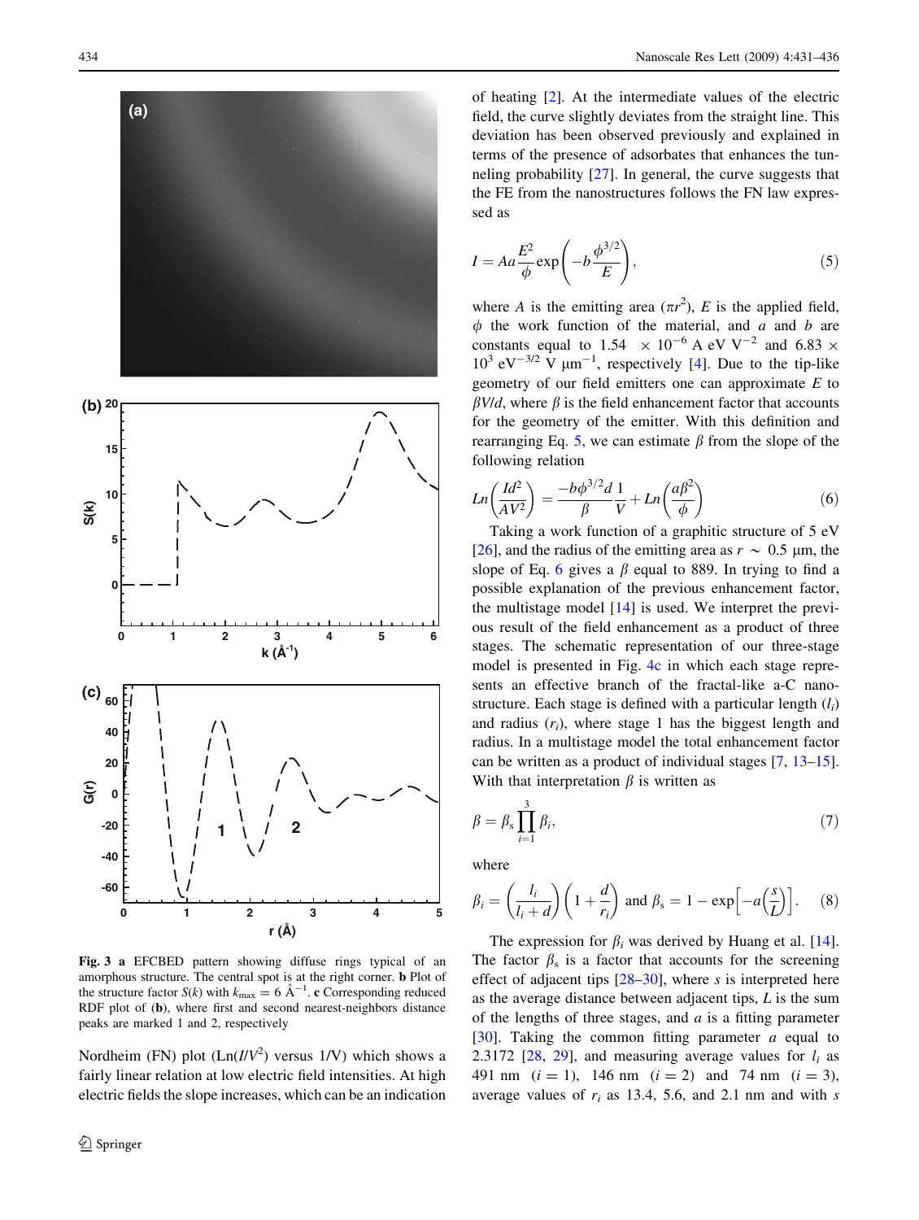Fig. 3 **a** EFCBED pattern showing diffuse rings typical of an amorphous structure. The central spot is at the right corner. **b** Plot of the structure factor $S(k)$ with $k_{max} = 6$ Å$^{-1}$. **c** Corresponding reduced RDF plot of (**b**), where first and second nearest-neighbors distance peaks are marked 1 and 2, respectively

Nordheim (FN) plot (Ln($I/V^2$) versus 1/V) which shows a fairly linear relation at low electric field intensities. At high electric fields the slope increases, which can be an indication of heating [2]. At the intermediate values of the electric field, the curve slightly deviates from the straight line. This deviation has been observed previously and explained in terms of the presence of adsorbates that enhances the tunneling probability [27]. In general, the curve suggests that the FE from the nanostructures follows the FN law expressed as

$$I = Aa\frac{E^2}{\phi}\exp\left(-b\frac{\phi^{3/2}}{E}\right), \tag{5}$$

where $A$ is the emitting area ($\pi r^2$), $E$ is the applied field, $\phi$ the work function of the material, and $a$ and $b$ are constants equal to $1.54 \times 10^{-6}$ A eV V$^{-2}$ and $6.83 \times 10^3$ eV$^{-3/2}$ V μm$^{-1}$, respectively [4]. Due to the tip-like geometry of our field emitters one can approximate $E$ to $\beta V/d$, where $\beta$ is the field enhancement factor that accounts for the geometry of the emitter. With this definition and rearranging Eq. 5, we can estimate $\beta$ from the slope of the following relation

$$Ln\left(\frac{Id^2}{AV^2}\right) = \frac{-b\phi^{3/2}d}{\beta}\frac{1}{V} + Ln\left(\frac{a\beta^2}{\phi}\right) \tag{6}$$

Taking a work function of a graphitic structure of 5 eV [26], and the radius of the emitting area as $r \sim 0.5$ μm, the slope of Eq. 6 gives a $\beta$ equal to 889. In trying to find a possible explanation of the previous enhancement factor, the multistage model [14] is used. We interpret the previous result of the field enhancement as a product of three stages. The schematic representation of our three-stage model is presented in Fig. 4c in which each stage represents an effective branch of the fractal-like a-C nanostructure. Each stage is defined with a particular length ($l_i$) and radius ($r_i$), where stage 1 has the biggest length and radius. In a multistage model the total enhancement factor can be written as a product of individual stages [7, 13–15]. With that interpretation $\beta$ is written as

$$\beta = \beta_s \prod_{i=1}^{3} \beta_i, \tag{7}$$

where

$$\beta_i = \left(\frac{l_i}{l_i + d}\right)\left(1 + \frac{d}{r_i}\right) \text{ and } \beta_s = 1 - \exp\left[-a\left(\frac{s}{L}\right)\right]. \tag{8}$$

The expression for $\beta_i$ was derived by Huang et al. [14]. The factor $\beta_s$ is a factor that accounts for the screening effect of adjacent tips [28–30], where $s$ is interpreted here as the average distance between adjacent tips, $L$ is the sum of the lengths of three stages, and $a$ is a fitting parameter [30]. Taking the common fitting parameter $a$ equal to 2.3172 [28, 29], and measuring average values for $l_i$ as 491 nm ($i = 1$), 146 nm ($i = 2$) and 74 nm ($i = 3$), average values of $r_i$ as 13.4, 5.6, and 2.1 nm and with $s$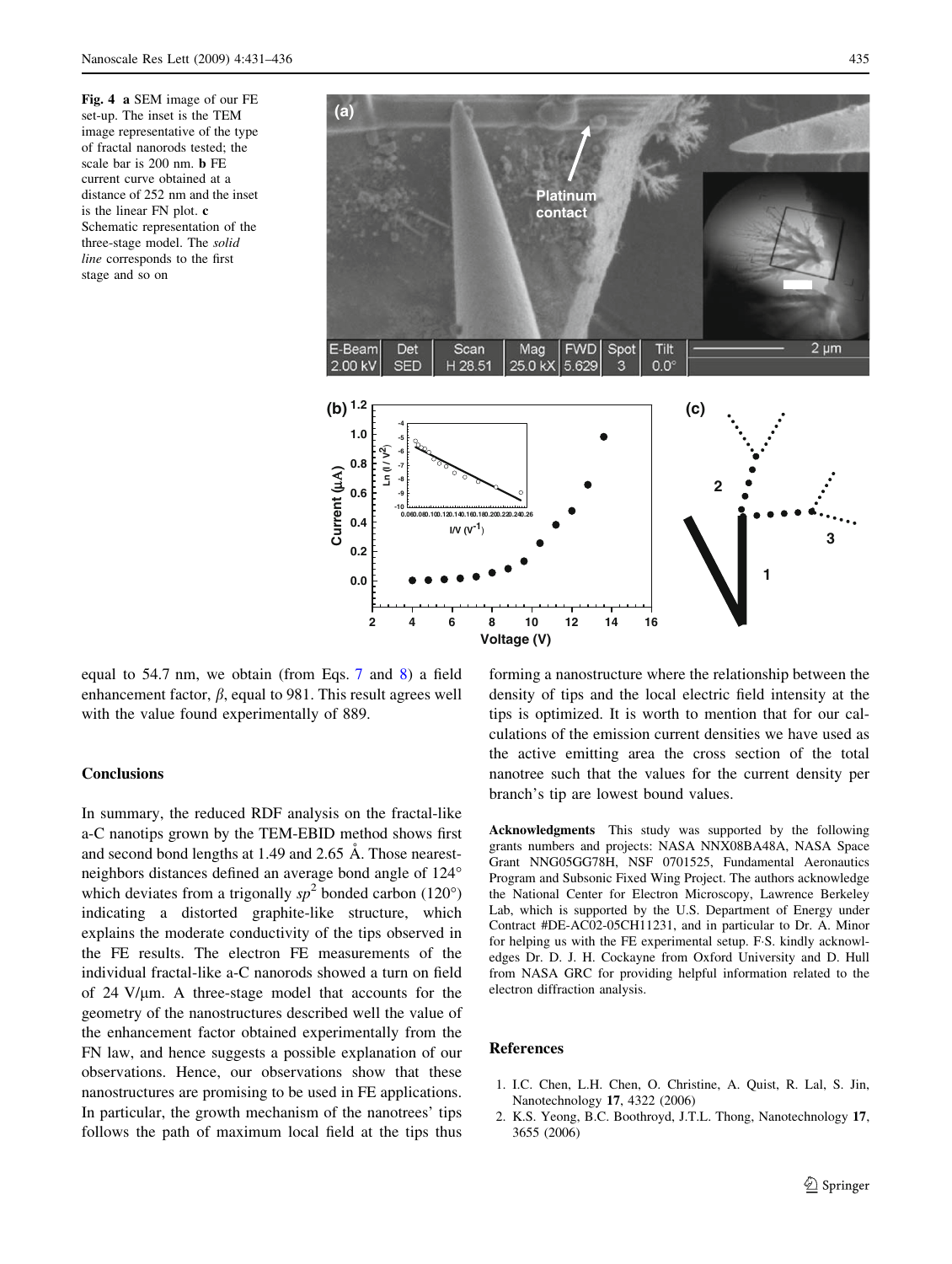Fig. 4 **a** SEM image of our FE set-up. The inset is the TEM image representative of the type of fractal nanorods tested; the scale bar is 200 nm. **b** FE current curve obtained at a distance of 252 nm and the inset is the linear FN plot. **c** Schematic representation of the three-stage model. The *solid line* corresponds to the first stage and so on

equal to 54.7 nm, we obtain (from Eqs. 7 and 8) a field enhancement factor, $\beta$, equal to 981. This result agrees well with the value found experimentally of 889.

## Conclusions

In summary, the reduced RDF analysis on the fractal-like a-C nanotips grown by the TEM-EBID method shows first and second bond lengths at 1.49 and 2.65 Å. Those nearest-neighbors distances defined an average bond angle of 124° which deviates from a trigonally $sp^2$ bonded carbon (120°) indicating a distorted graphite-like structure, which explains the moderate conductivity of the tips observed in the FE results. The electron FE measurements of the individual fractal-like a-C nanorods showed a turn on field of 24 V/μm. A three-stage model that accounts for the geometry of the nanostructures described well the value of the enhancement factor obtained experimentally from the FN law, and hence suggests a possible explanation of our observations. Hence, our observations show that these nanostructures are promising to be used in FE applications. In particular, the growth mechanism of the nanotrees' tips follows the path of maximum local field at the tips thus forming a nanostructure where the relationship between the density of tips and the local electric field intensity at the tips is optimized. It is worth to mention that for our calculations of the emission current densities we have used as the active emitting area the cross section of the total nanotree such that the values for the current density per branch's tip are lowest bound values.

**Acknowledgments** This study was supported by the following grants numbers and projects: NASA NNX08BA48A, NASA Space Grant NNG05GG78H, NSF 0701525, Fundamental Aeronautics Program and Subsonic Fixed Wing Project. The authors acknowledge the National Center for Electron Microscopy, Lawrence Berkeley Lab, which is supported by the U.S. Department of Energy under Contract #DE-AC02-05CH11231, and in particular to Dr. A. Minor for helping us with the FE experimental setup. F·S. kindly acknowledges Dr. D. J. H. Cockayne from Oxford University and D. Hull from NASA GRC for providing helpful information related to the electron diffraction analysis.

## References

1. I.C. Chen, L.H. Chen, O. Christine, A. Quist, R. Lal, S. Jin, Nanotechnology **17**, 4322 (2006)
2. K.S. Yeong, B.C. Boothroyd, J.T.L. Thong, Nanotechnology **17**, 3655 (2006)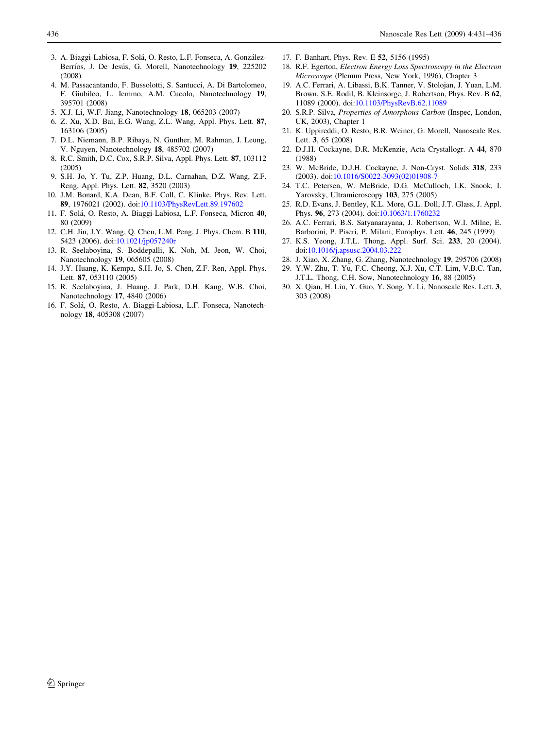3. A. Biaggi-Labiosa, F. Solá, O. Resto, L.F. Fonseca, A. González-Berríos, J. De Jesús, G. Morell, Nanotechnology **19**, 225202 (2008)
4. M. Passacantando, F. Bussolotti, S. Santucci, A. Di Bartolomeo, F. Giubileo, L. Iemmo, A.M. Cucolo, Nanotechnology **19**, 395701 (2008)
5. X.J. Li, W.F. Jiang, Nanotechnology **18**, 065203 (2007)
6. Z. Xu, X.D. Bai, E.G. Wang, Z.L. Wang, Appl. Phys. Lett. **87**, 163106 (2005)
7. D.L. Niemann, B.P. Ribaya, N. Gunther, M. Rahman, J. Leung, V. Nguyen, Nanotechnology **18**, 485702 (2007)
8. R.C. Smith, D.C. Cox, S.R.P. Silva, Appl. Phys. Lett. **87**, 103112 (2005)
9. S.H. Jo, Y. Tu, Z.P. Huang, D.L. Carnahan, D.Z. Wang, Z.F. Reng, Appl. Phys. Lett. **82**, 3520 (2003)
10. J.M. Bonard, K.A. Dean, B.F. Coll, C. Klinke, Phys. Rev. Lett. **89**, 1976021 (2002). doi:10.1103/PhysRevLett.89.197602
11. F. Solá, O. Resto, A. Biaggi-Labiosa, L.F. Fonseca, Micron **40**, 80 (2009)
12. C.H. Jin, J.Y. Wang, Q. Chen, L.M. Peng, J. Phys. Chem. B **110**, 5423 (2006). doi:10.1021/jp057240r
13. R. Seelaboyina, S. Boddepalli, K. Noh, M. Jeon, W. Choi, Nanotechnology **19**, 065605 (2008)
14. J.Y. Huang, K. Kempa, S.H. Jo, S. Chen, Z.F. Ren, Appl. Phys. Lett. **87**, 053110 (2005)
15. R. Seelaboyina, J. Huang, J. Park, D.H. Kang, W.B. Choi, Nanotechnology **17**, 4840 (2006)
16. F. Solá, O. Resto, A. Biaggi-Labiosa, L.F. Fonseca, Nanotechnology **18**, 405308 (2007)
17. F. Banhart, Phys. Rev. E **52**, 5156 (1995)
18. R.F. Egerton, *Electron Energy Loss Spectroscopy in the Electron Microscope* (Plenum Press, New York, 1996), Chapter 3
19. A.C. Ferrari, A. Libassi, B.K. Tanner, V. Stolojan, J. Yuan, L.M. Brown, S.E. Rodil, B. Kleinsorge, J. Robertson, Phys. Rev. B **62**, 11089 (2000). doi:10.1103/PhysRevB.62.11089
20. S.R.P. Silva, *Properties of Amorphous Carbon* (Inspec, London, UK, 2003), Chapter 1
21. K. Uppireddi, O. Resto, B.R. Weiner, G. Morell, Nanoscale Res. Lett. **3**, 65 (2008)
22. D.J.H. Cockayne, D.R. McKenzie, Acta Crystallogr. A **44**, 870 (1988)
23. W. McBride, D.J.H. Cockayne, J. Non-Cryst. Solids **318**, 233 (2003). doi:10.1016/S0022-3093(02)01908-7
24. T.C. Petersen, W. McBride, D.G. McCulloch, I.K. Snook, I. Yarovsky, Ultramicroscopy **103**, 275 (2005)
25. R.D. Evans, J. Bentley, K.L. More, G.L. Doll, J.T. Glass, J. Appl. Phys. **96**, 273 (2004). doi:10.1063/1.1760232
26. A.C. Ferrari, B.S. Satyanarayana, J. Robertson, W.I. Milne, E. Barborini, P. Piseri, P. Milani, Europhys. Lett. **46**, 245 (1999)
27. K.S. Yeong, J.T.L. Thong, Appl. Surf. Sci. **233**, 20 (2004). doi:10.1016/j.apsusc.2004.03.222
28. J. Xiao, X. Zhang, G. Zhang, Nanotechnology **19**, 295706 (2008)
29. Y.W. Zhu, T. Yu, F.C. Cheong, X.J. Xu, C.T. Lim, V.B.C. Tan, J.T.L. Thong, C.H. Sow, Nanotechnology **16**, 88 (2005)
30. X. Qian, H. Liu, Y. Guo, Y. Song, Y. Li, Nanoscale Res. Lett. **3**, 303 (2008)